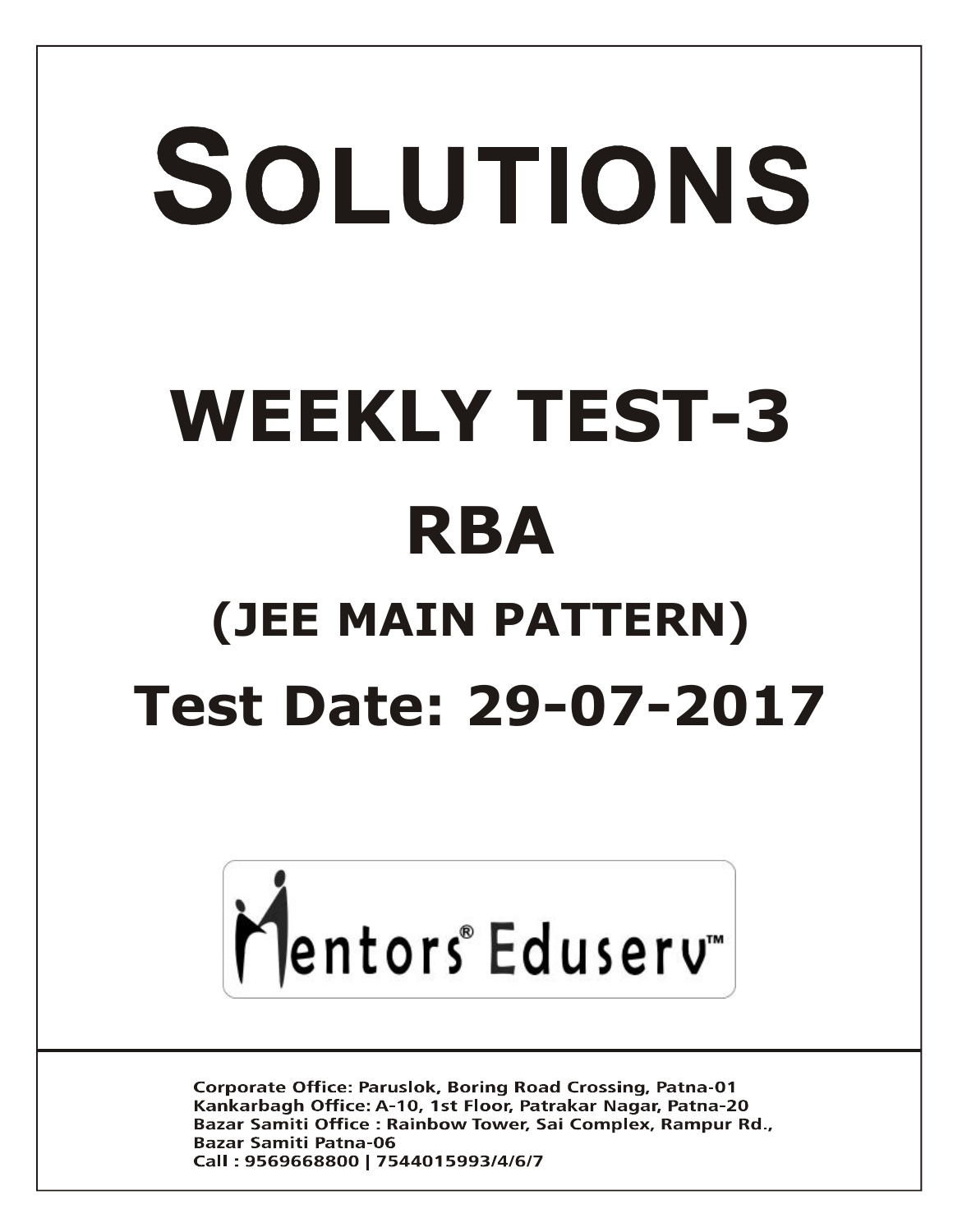# SOLUTIONS

# WEEKLY TEST-3

# RBA

## (JEE MAIN PATTERN)

## Test Date: 29-07-2017

Mentors® Eduserv™

**Corporate Office: Paruslok, Boring Road Crossing, Patna-01**
**Kankarbagh Office: A-10, 1st Floor, Patrakar Nagar, Patna-20**
**Bazar Samiti Office : Rainbow Tower, Sai Complex, Rampur Rd., Bazar Samiti Patna-06**
**Call : 9569668800 | 7544015993/4/6/7**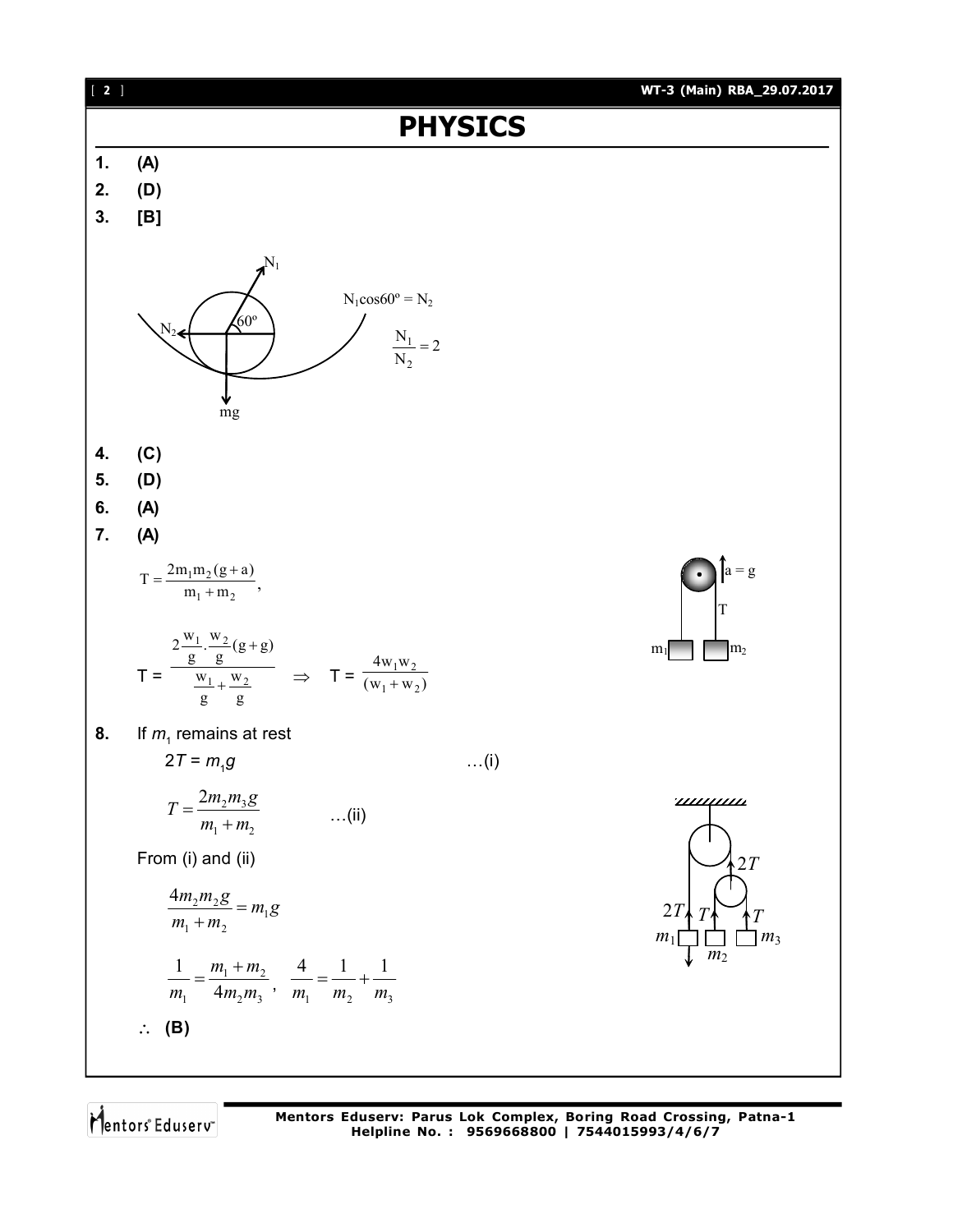# PHYSICS

**1.** **(A)**

**2.** **(D)**

**3.** **[B]**

$$N_1 \cos 60^o = N_2$$

$$\frac{N_1}{N_2} = 2$$

**4.** **(C)**

**5.** **(D)**

**6.** **(A)**

**7.** **(A)**

$$T = \frac{2m_1 m_2 (g+a)}{m_1 + m_2},$$

$$T = \frac{2\frac{w_1}{g}.\frac{w_2}{g}(g+g)}{\frac{w_1}{g}+\frac{w_2}{g}} \Rightarrow T = \frac{4w_1 w_2}{(w_1 + w_2)}$$

**8.** If $m_1$ remains at rest

$$2T = m_1 g \quad \ldots\text{(i)}$$

$$T = \frac{2m_2 m_3 g}{m_1 + m_2} \quad \ldots\text{(ii)}$$

From (i) and (ii)

$$\frac{4m_2 m_2 g}{m_1 + m_2} = m_1 g$$

$$\frac{1}{m_1} = \frac{m_1 + m_2}{4m_2 m_3}, \quad \frac{4}{m_1} = \frac{1}{m_2} + \frac{1}{m_3}$$

$\therefore$ **(B)**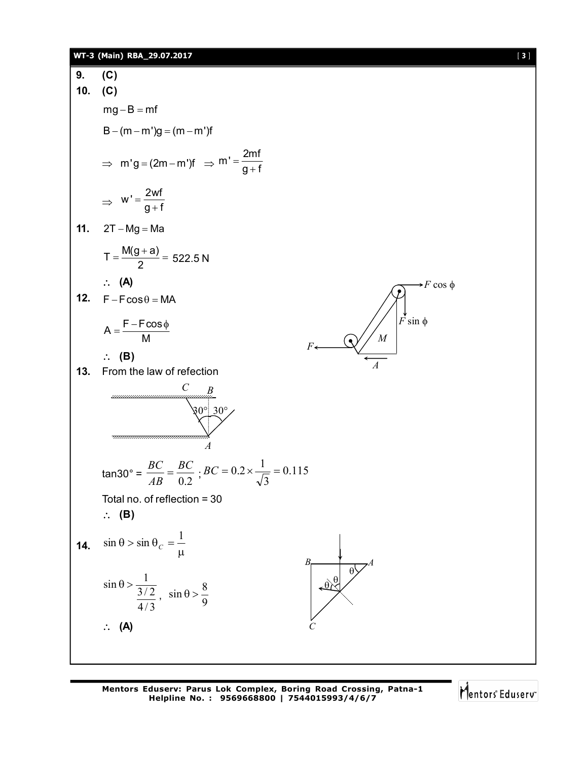**9.** **(C)**

**10.** **(C)**

$$mg - B = mf$$

$$B - (m - m')g = (m - m')f$$

$$\Rightarrow \; m'g = (2m - m')f \;\; \Rightarrow m' = \frac{2mf}{g + f}$$

$$\Rightarrow \; w' = \frac{2wf}{g + f}$$

**11.** $2T - Mg = Ma$

$$T = \frac{M(g + a)}{2} = 522.5\text{ N}$$

$\therefore$ **(A)**

**12.** $F - F\cos\theta = MA$

$$A = \frac{F - F\cos\phi}{M}$$

$\therefore$ **(B)**

**13.** From the law of refection

$$\tan 30° = \frac{BC}{AB} = \frac{BC}{0.2}\;;\; BC = 0.2 \times \frac{1}{\sqrt{3}} = 0.115$$

Total no. of reflection = 30

$\therefore$ **(B)**

**14.** $\sin\theta > \sin\theta_C = \dfrac{1}{\mu}$

$$\sin\theta > \frac{1}{\frac{3/2}{4/3}}, \;\; \sin\theta > \frac{8}{9}$$

$\therefore$ **(A)**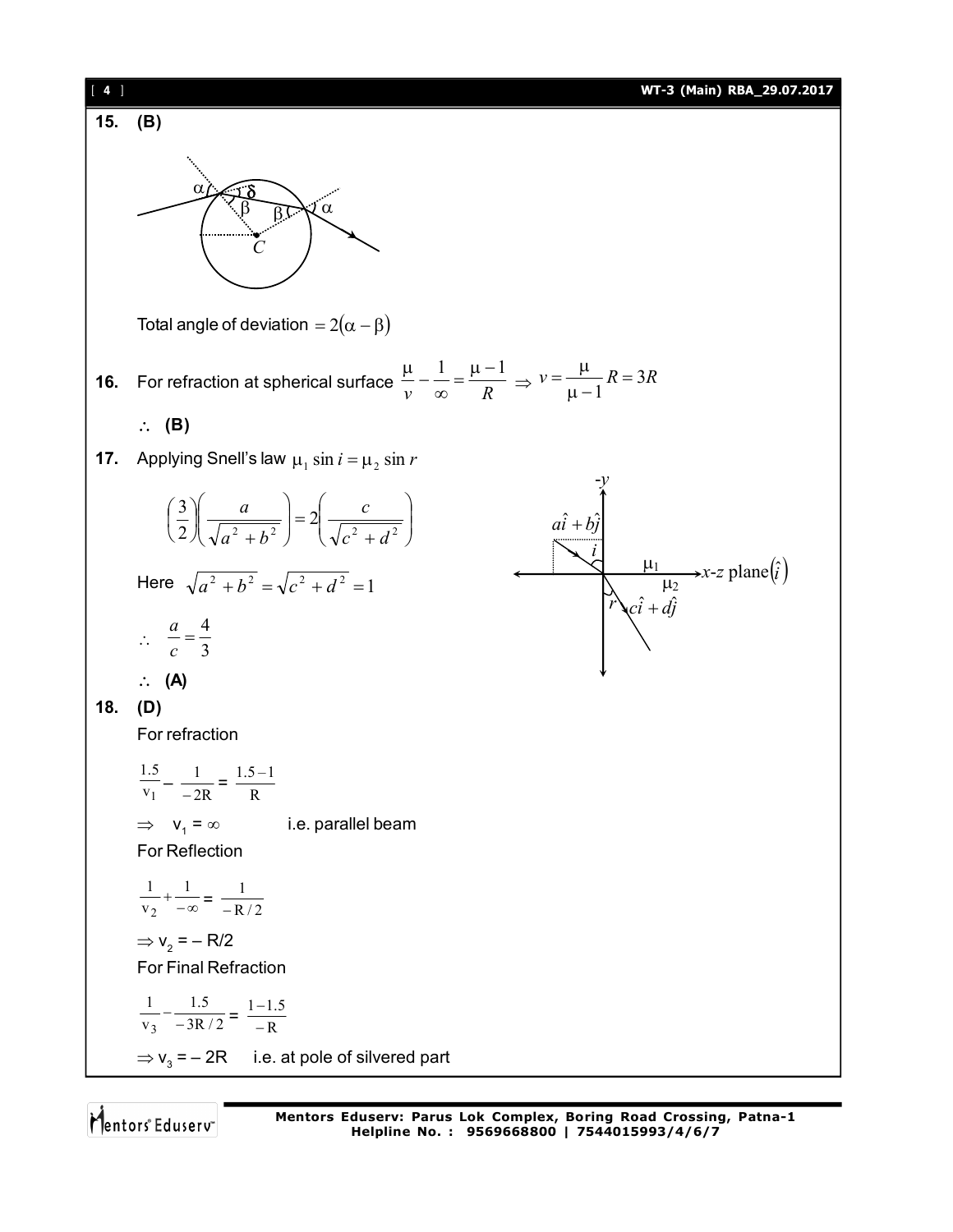**15. (B)**

Total angle of deviation $= 2(\alpha - \beta)$

**16.** For refraction at spherical surface $\frac{\mu}{v} - \frac{1}{\infty} = \frac{\mu - 1}{R} \Rightarrow v = \frac{\mu}{\mu - 1}R = 3R$

$\therefore$ **(B)**

**17.** Applying Snell's law $\mu_1 \sin i = \mu_2 \sin r$

$$\left(\frac{3}{2}\right)\left(\frac{a}{\sqrt{a^2+b^2}}\right) = 2\left(\frac{c}{\sqrt{c^2+d^2}}\right)$$

Here $\sqrt{a^2+b^2} = \sqrt{c^2+d^2} = 1$

$\therefore \quad \frac{a}{c} = \frac{4}{3}$

$\therefore$ **(A)**

**18. (D)**

For refraction

$$\frac{1.5}{v_1} - \frac{1}{-2R} = \frac{1.5-1}{R}$$

$\Rightarrow \quad v_1 = \infty \qquad$ i.e. parallel beam

For Reflection

$$\frac{1}{v_2} + \frac{1}{-\infty} = \frac{1}{-R/2}$$

$\Rightarrow v_2 = -R/2$

For Final Refraction

$$\frac{1}{v_3} - \frac{1.5}{-3R/2} = \frac{1-1.5}{-R}$$

$\Rightarrow v_3 = -2R \quad$ i.e. at pole of silvered part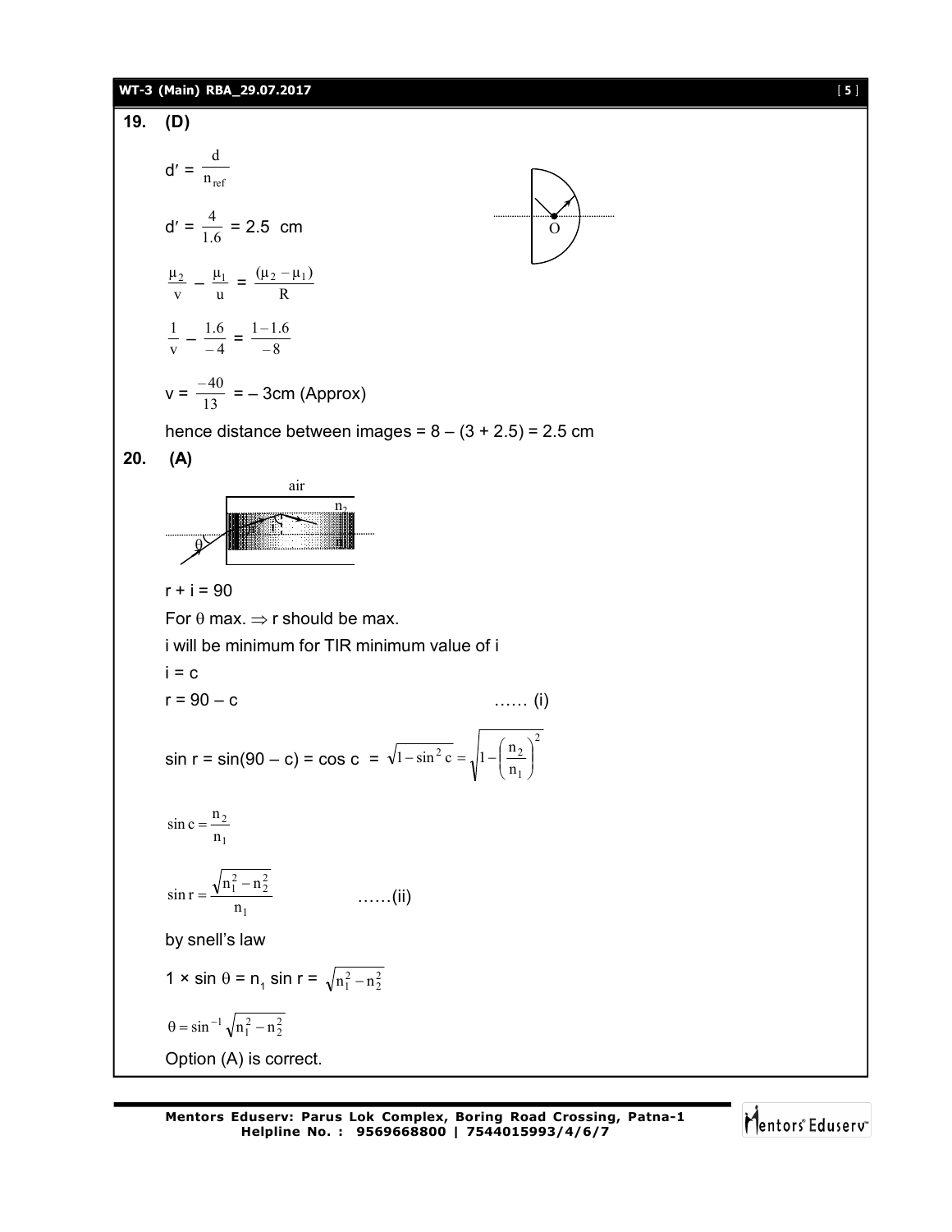**19. (D)**

$$d' = \frac{d}{n_{ref}}$$

$$d' = \frac{4}{1.6} = 2.5 \text{ cm}$$

$$\frac{\mu_2}{v} - \frac{\mu_1}{u} = \frac{(\mu_2 - \mu_1)}{R}$$

$$\frac{1}{v} - \frac{1.6}{-4} = \frac{1-1.6}{-8}$$

$$v = \frac{-40}{13} = -3\text{cm (Approx)}$$

hence distance between images = 8 – (3 + 2.5) = 2.5 cm

**20. (A)**

r + i = 90

For $\theta$ max. $\Rightarrow$ r should be max.

i will be minimum for TIR minimum value of i

i = c

r = 90 – c …… (i)

$$\sin r = \sin(90 - c) = \cos c = \sqrt{1 - \sin^2 c} = \sqrt{1 - \left(\frac{n_2}{n_1}\right)^2}$$

$$\sin c = \frac{n_2}{n_1}$$

$$\sin r = \frac{\sqrt{n_1^2 - n_2^2}}{n_1} \quad \text{……(ii)}$$

by snell's law

$$1 \times \sin\theta = n_1 \sin r = \sqrt{n_1^2 - n_2^2}$$

$$\theta = \sin^{-1}\sqrt{n_1^2 - n_2^2}$$

Option (A) is correct.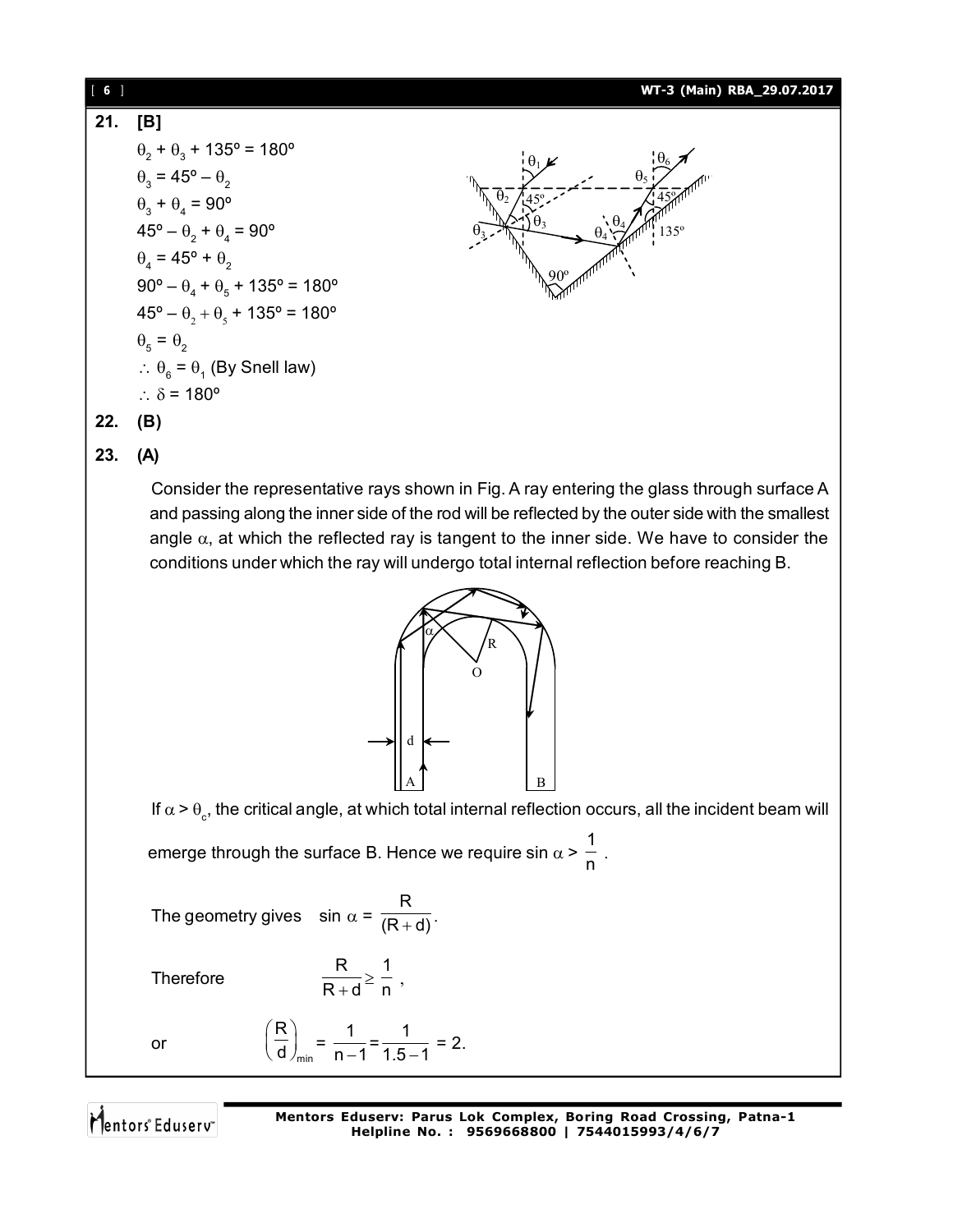**21. [B]**

$\theta_2 + \theta_3 + 135^o = 180^o$

$\theta_3 = 45^o - \theta_2$

$\theta_3 + \theta_4 = 90^o$

$45^o - \theta_2 + \theta_4 = 90^o$

$\theta_4 = 45^o + \theta_2$

$90^o - \theta_4 + \theta_5 + 135^o = 180^o$

$45^o - \theta_2 + \theta_5 + 135^o = 180^o$

$\theta_5 = \theta_2$

$\therefore\ \theta_6 = \theta_1$ (By Snell law)

$\therefore\ \delta = 180^o$

**22. (B)**

**23. (A)**

Consider the representative rays shown in Fig. A ray entering the glass through surface A and passing along the inner side of the rod will be reflected by the outer side with the smallest angle $\alpha$, at which the reflected ray is tangent to the inner side. We have to consider the conditions under which the ray will undergo total internal reflection before reaching B.

If $\alpha > \theta_c$, the critical angle, at which total internal reflection occurs, all the incident beam will emerge through the surface B. Hence we require $\sin\alpha > \dfrac{1}{n}$.

The geometry gives $\quad \sin\alpha = \dfrac{R}{(R+d)}$.

Therefore $\quad \dfrac{R}{R+d} \geq \dfrac{1}{n}$,

or $\quad \left(\dfrac{R}{d}\right)_{min} = \dfrac{1}{n-1} = \dfrac{1}{1.5-1} = 2.$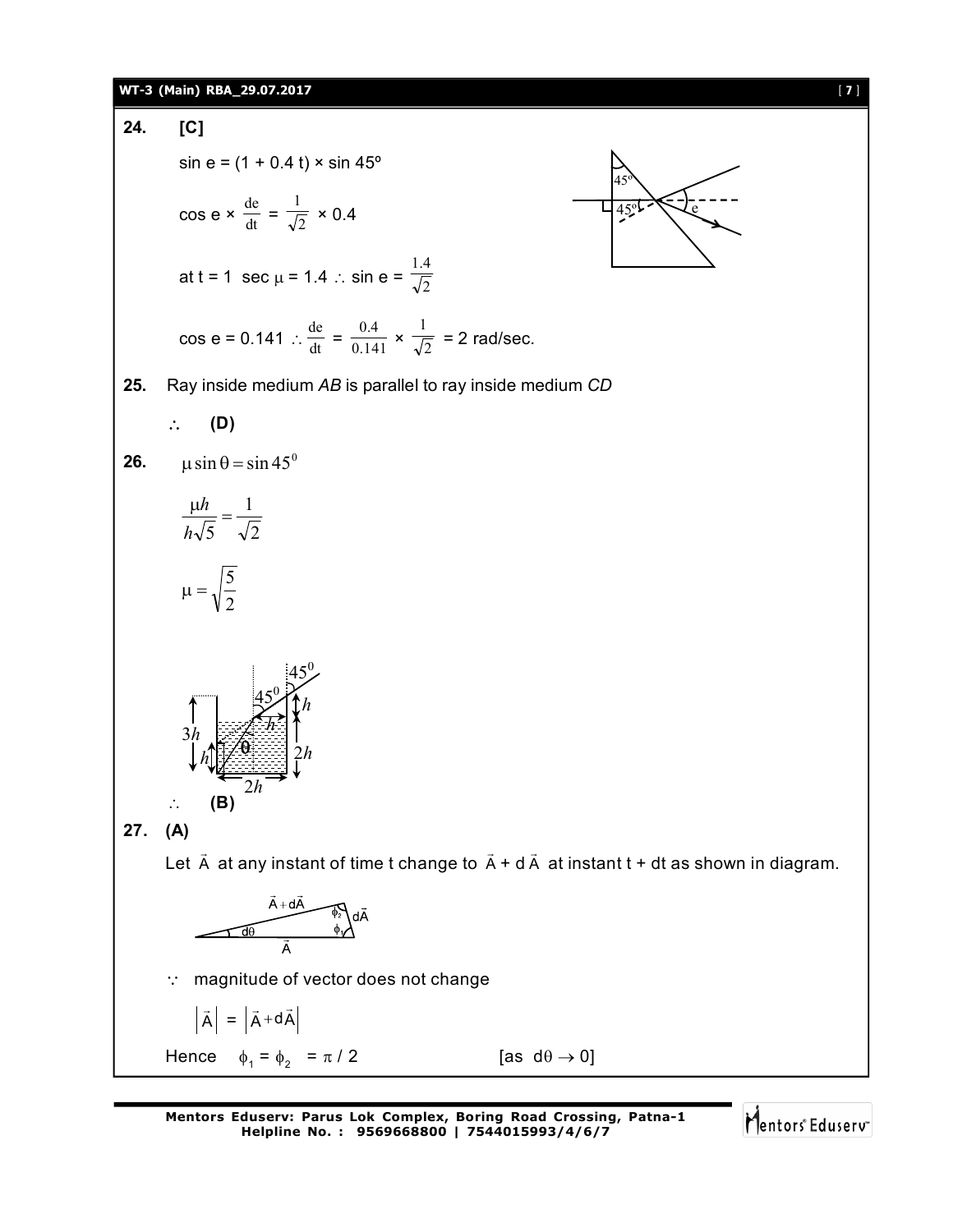**24.** **[C]**

sin e = (1 + 0.4 t) × sin 45º

$\cos e \times \frac{de}{dt} = \frac{1}{\sqrt{2}} \times 0.4$

at t = 1 sec $\mu$ = 1.4 $\therefore$ $\sin e = \frac{1.4}{\sqrt{2}}$

cos e = 0.141 $\therefore \frac{de}{dt} = \frac{0.4}{0.141} \times \frac{1}{\sqrt{2}}$ = 2 rad/sec.

**25.** Ray inside medium *AB* is parallel to ray inside medium *CD*

$\therefore$ **(D)**

**26.** $\mu \sin\theta = \sin 45^0$

$$\frac{\mu h}{h\sqrt{5}} = \frac{1}{\sqrt{2}}$$

$$\mu = \sqrt{\frac{5}{2}}$$

$\therefore$ **(B)**

**27.** **(A)**

Let $\vec{A}$ at any instant of time t change to $\vec{A} + d\vec{A}$ at instant t + dt as shown in diagram.

$\because$ magnitude of vector does not change

$|\vec{A}| = |\vec{A} + d\vec{A}|$

Hence $\phi_1 = \phi_2 = \pi / 2$ [as $d\theta \rightarrow 0$]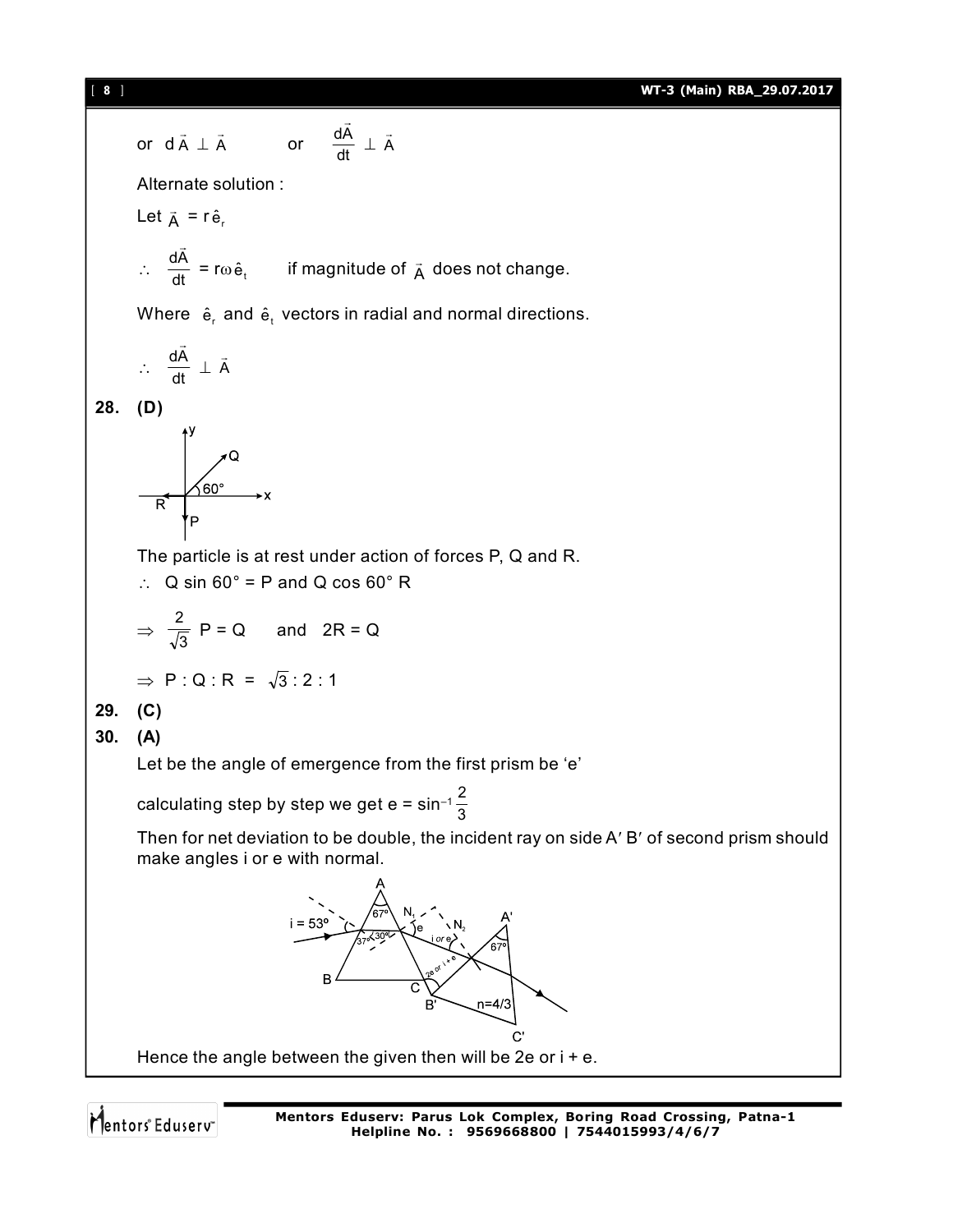or $d\vec{A} \perp \vec{A}$ or $\frac{d\vec{A}}{dt} \perp \vec{A}$

Alternate solution :

Let $\vec{A} = r\hat{e}_r$

$\therefore \quad \frac{d\vec{A}}{dt} = r\omega\hat{e}_t$ if magnitude of $\vec{A}$ does not change.

Where $\hat{e}_r$ and $\hat{e}_t$ vectors in radial and normal directions.

$\therefore \quad \frac{d\vec{A}}{dt} \perp \vec{A}$

**28. (D)**

The particle is at rest under action of forces P, Q and R.

$\therefore$ Q sin 60° = P and Q cos 60° R

$\Rightarrow \frac{2}{\sqrt{3}} P = Q$ and $2R = Q$

$\Rightarrow P : Q : R = \sqrt{3} : 2 : 1$

**29. (C)**

**30. (A)**

Let be the angle of emergence from the first prism be 'e'

calculating step by step we get $e = \sin^{-1}\frac{2}{3}$

Then for net deviation to be double, the incident ray on side A′ B′ of second prism should make angles i or e with normal.

Hence the angle between the given then will be 2e or i + e.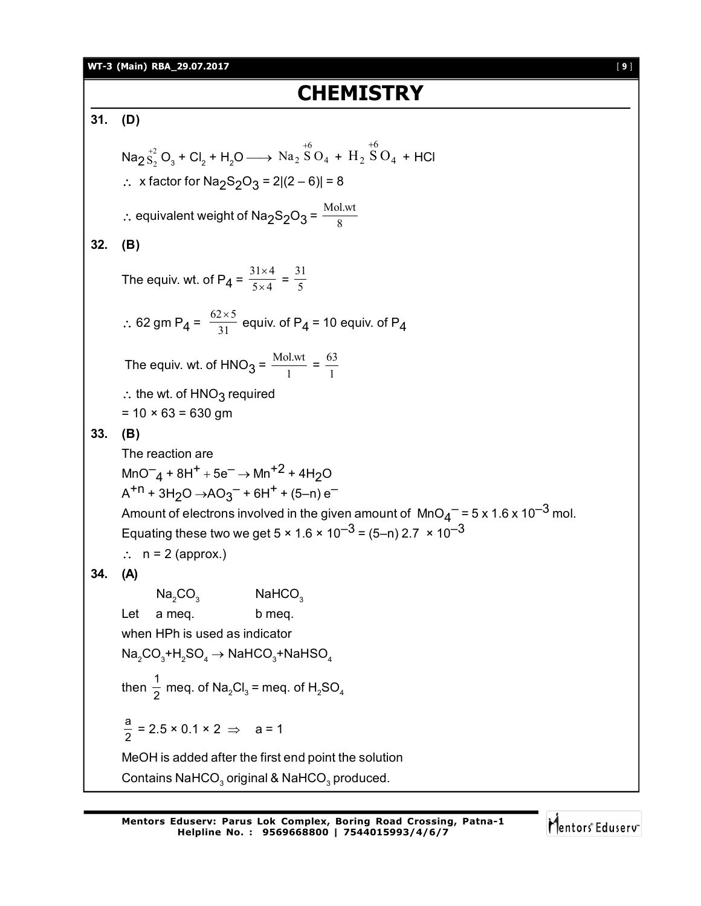# CHEMISTRY

**31. (D)**

$Na_2\overset{+2}{S_2}O_3 + Cl_2 + H_2O \longrightarrow Na_2\overset{+6}{S}O_4 + H_2\overset{+6}{S}O_4 + HCl$

$\therefore$ x factor for $Na_2S_2O_3 = 2|(2-6)| = 8$

$\therefore$ equivalent weight of $Na_2S_2O_3 = \frac{\text{Mol.wt}}{8}$

**32. (B)**

The equiv. wt. of $P_4 = \frac{31 \times 4}{5 \times 4} = \frac{31}{5}$

$\therefore$ 62 gm $P_4 = \frac{62 \times 5}{31}$ equiv. of $P_4$ = 10 equiv. of $P_4$

The equiv. wt. of $HNO_3 = \frac{\text{Mol.wt}}{1} = \frac{63}{1}$

$\therefore$ the wt. of $HNO_3$ required

= 10 × 63 = 630 gm

**33. (B)**

The reaction are

$MnO_4^- + 8H^+ + 5e^- \rightarrow Mn^{+2} + 4H_2O$

$A^{+n} + 3H_2O \rightarrow AO_3^- + 6H^+ + (5-n)\,e^-$

Amount of electrons involved in the given amount of $MnO_4^- = 5 \times 1.6 \times 10^{-3}$ mol.

Equating these two we get $5 \times 1.6 \times 10^{-3} = (5-n)\,2.7 \times 10^{-3}$

$\therefore$ n = 2 (approx.)

**34. (A)**

| | $Na_2CO_3$ | $NaHCO_3$ |
|---|---|---|
| Let | a meq. | b meq. |

when HPh is used as indicator

$Na_2CO_3 + H_2SO_4 \rightarrow NaHCO_3 + NaHSO_4$

then $\frac{1}{2}$ meq. of $Na_2Cl_3$ = meq. of $H_2SO_4$

$\frac{a}{2} = 2.5 \times 0.1 \times 2 \Rightarrow a = 1$

MeOH is added after the first end point the solution Contains $NaHCO_3$ original & $NaHCO_3$ produced.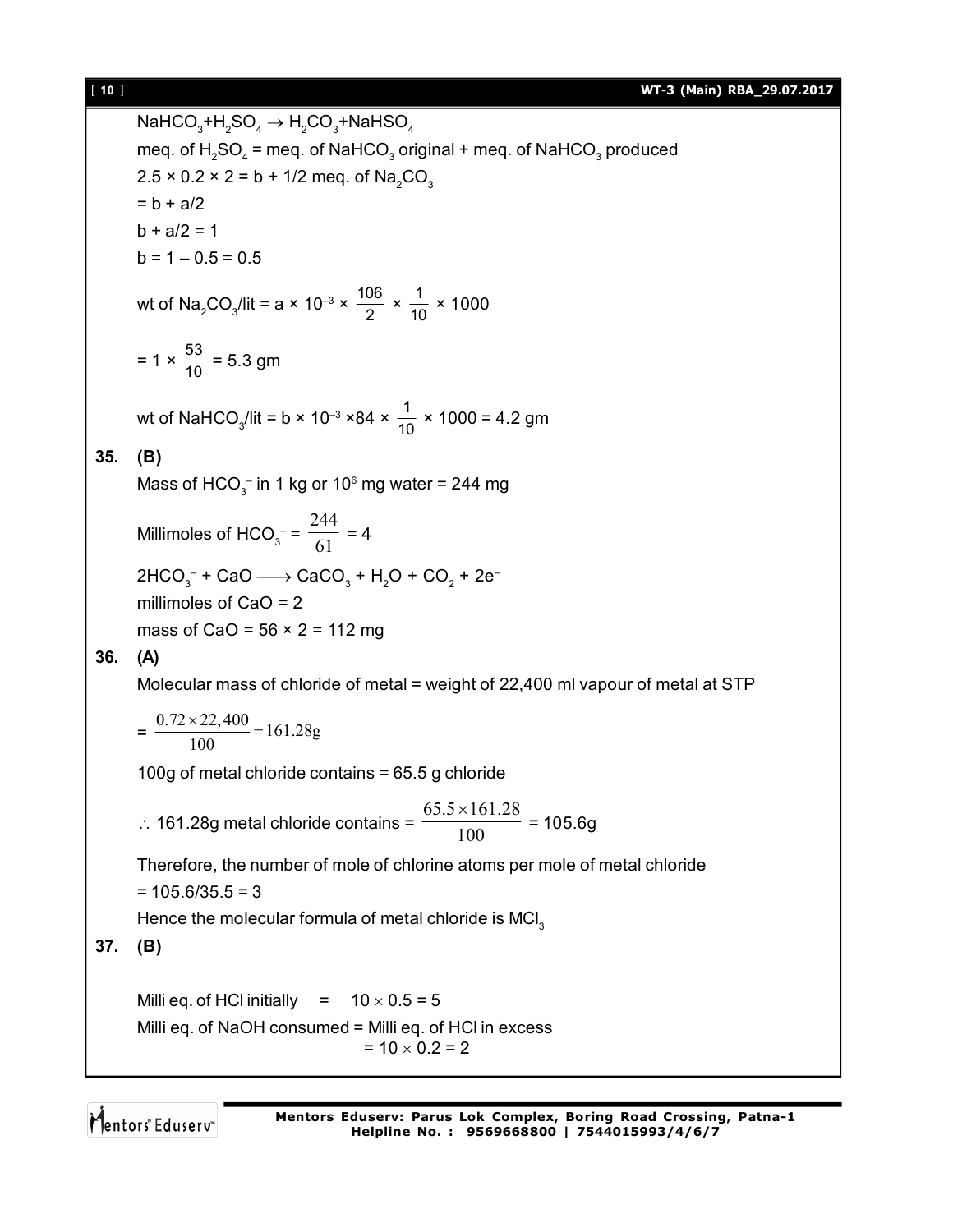$NaHCO_3 + H_2SO_4 \rightarrow H_2CO_3 + NaHSO_4$

meq. of $H_2SO_4$ = meq. of $NaHCO_3$ original + meq. of $NaHCO_3$ produced

$2.5 \times 0.2 \times 2 = b + 1/2$ meq. of $Na_2CO_3$

$= b + a/2$

$b + a/2 = 1$

$b = 1 - 0.5 = 0.5$

wt of $Na_2CO_3$/lit $= a \times 10^{-3} \times \frac{106}{2} \times \frac{1}{10} \times 1000$

$= 1 \times \frac{53}{10} = 5.3$ gm

wt of $NaHCO_3$/lit $= b \times 10^{-3} \times 84 \times \frac{1}{10} \times 1000 = 4.2$ gm

**35. (B)**

Mass of $HCO_3^-$ in 1 kg or $10^6$ mg water = 244 mg

Millimoles of $HCO_3^- = \frac{244}{61} = 4$

$2HCO_3^- + CaO \longrightarrow CaCO_3 + H_2O + CO_2 + 2e^-$

millimoles of CaO = 2

mass of CaO = 56 × 2 = 112 mg

**36. (A)**

Molecular mass of chloride of metal = weight of 22,400 ml vapour of metal at STP

$= \frac{0.72 \times 22,400}{100} = 161.28\text{g}$

100g of metal chloride contains = 65.5 g chloride

$\therefore$ 161.28g metal chloride contains $= \frac{65.5 \times 161.28}{100} = 105.6\text{g}$

Therefore, the number of mole of chlorine atoms per mole of metal chloride

= 105.6/35.5 = 3

Hence the molecular formula of metal chloride is $MCl_3$

**37. (B)**

Milli eq. of HCl initially = $10 \times 0.5 = 5$

Milli eq. of NaOH consumed = Milli eq. of HCl in excess

$= 10 \times 0.2 = 2$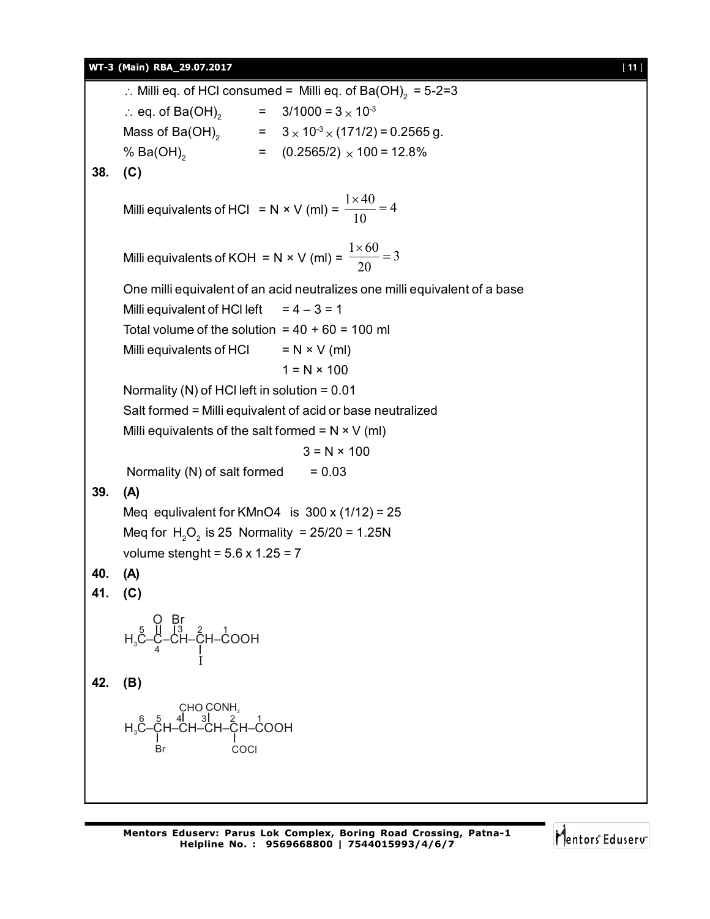$\therefore$ Milli eq. of HCl consumed = Milli eq. of $Ba(OH)_2$ = 5-2=3

$\therefore$ eq. of $Ba(OH)_2$ = $3/1000 = 3 \times 10^{-3}$

Mass of $Ba(OH)_2$ = $3 \times 10^{-3} \times (171/2) = 0.2565$ g.

% $Ba(OH)_2$ = $(0.2565/2) \times 100 = 12.8\%$

**38. (C)**

Milli equivalents of HCl = N × V (ml) = $\frac{1 \times 40}{10} = 4$

Milli equivalents of KOH = N × V (ml) = $\frac{1 \times 60}{20} = 3$

One milli equivalent of an acid neutralizes one milli equivalent of a base

Milli equivalent of HCl left = 4 – 3 = 1

Total volume of the solution = 40 + 60 = 100 ml

Milli equivalents of HCl = N × V (ml)

1 = N × 100

Normality (N) of HCl left in solution = 0.01

Salt formed = Milli equivalent of acid or base neutralized

Milli equivalents of the salt formed = N × V (ml)

3 = N × 100

Normality (N) of salt formed = 0.03

**39. (A)**

Meq equlivalent for KMnO4 is 300 x (1/12) = 25

Meq for $H_2O_2$ is 25 Normality = 25/20 = 1.25N

volume stenght = 5.6 x 1.25 = 7

**40. (A)**

**41. (C)**

$H_3\overset{5}{C}-\overset{4}{C}(=O)-\overset{3}{C}H(Br)-\overset{2}{C}H(I)-\overset{1}{C}OOH$

**42. (B)**

$H_3\overset{6}{C}-\overset{5}{C}H(Br)-\overset{4}{C}H(CHO)-\overset{3}{C}H(CONH_2)-\overset{2}{C}H(COCl)-\overset{1}{C}OOH$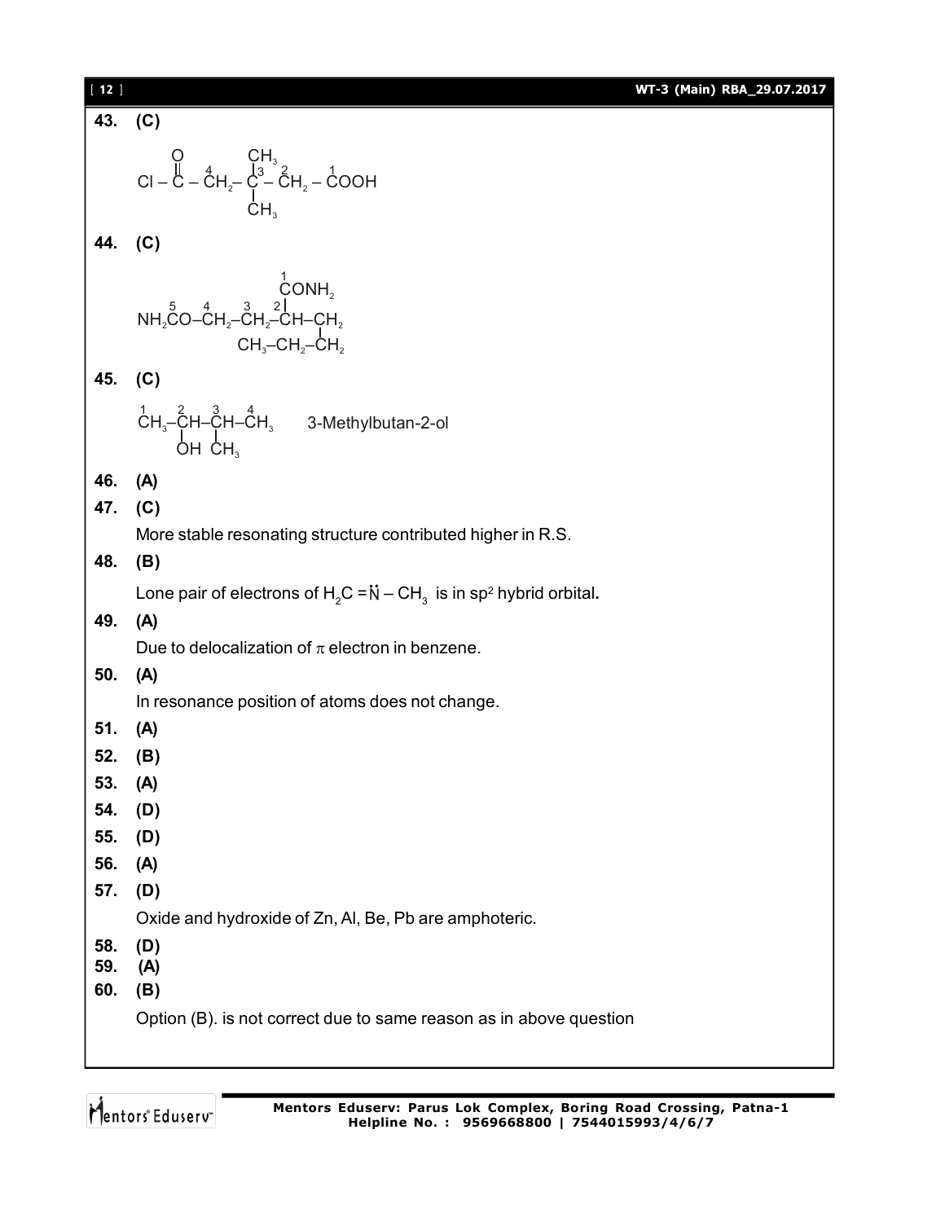**43. (C)**

$$Cl-\overset{\overset{O}{\|}}{C}-\overset{4}{C}H_2-\overset{\overset{CH_3}{|}}{\underset{\underset{CH_3}{|}}{\overset{3}{C}}}-\overset{2}{C}H_2-\overset{1}{C}OOH$$

**44. (C)**

$$\begin{array}{l} \quad\quad\quad\quad\quad\quad\quad\quad \overset{1}{C}ONH_2 \\ \quad\quad\quad\quad\quad\quad\quad\quad | \\ NH_2\overset{5}{C}O-\overset{4}{C}H_2-\overset{3}{C}H_2-\overset{2}{C}H-CH_2 \\ \quad\quad\quad\quad\quad\quad\quad\quad\quad\quad | \\ \quad\quad\quad\quad\quad CH_3-CH_2-CH_2 \end{array}$$

**45. (C)**

$$\overset{1}{C}H_3-\underset{\underset{OH}{|}}{\overset{2}{C}H}-\underset{\underset{CH_3}{|}}{\overset{3}{C}H}-\overset{4}{C}H_3$$ 3-Methylbutan-2-ol

**46. (A)**

**47. (C)**

More stable resonating structure contributed higher in R.S.

**48. (B)**

Lone pair of electrons of $H_2C=\ddot{N}-CH_3$ is in $sp^2$ hybrid orbital**.**

**49. (A)**

Due to delocalization of $\pi$ electron in benzene.

**50. (A)**

In resonance position of atoms does not change.

**51. (A)**

**52. (B)**

**53. (A)**

**54. (D)**

**55. (D)**

**56. (A)**

**57. (D)**

Oxide and hydroxide of Zn, Al, Be, Pb are amphoteric.

**58. (D)**

**59. (A)**

**60. (B)**

Option (B). is not correct due to same reason as in above question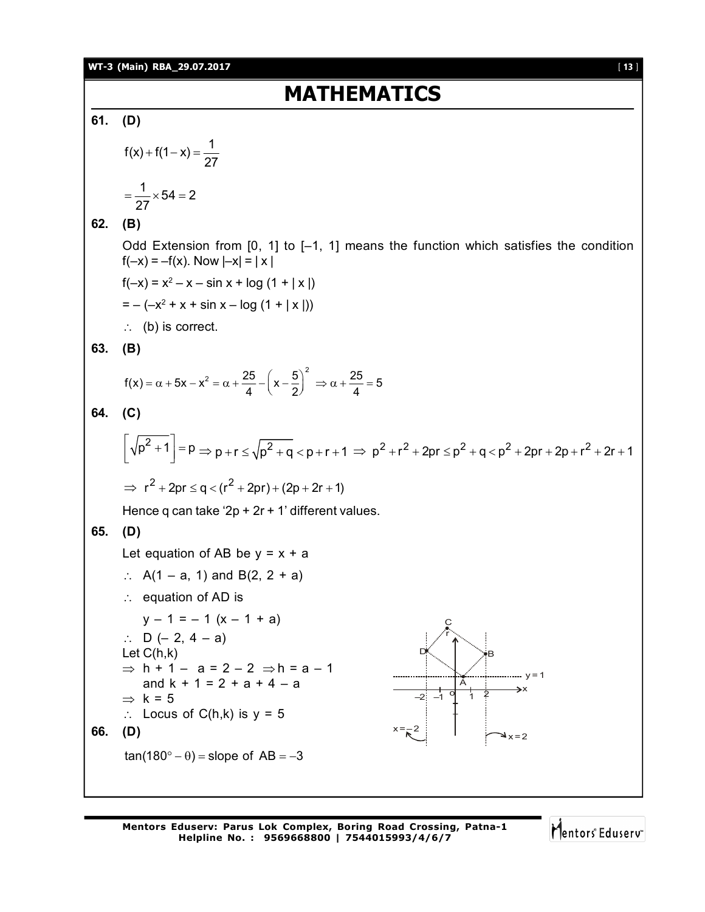# MATHEMATICS

**61. (D)**

$$f(x)+f(1-x)=\frac{1}{27}$$

$$=\frac{1}{27}\times 54=2$$

**62. (B)**

Odd Extension from [0, 1] to [–1, 1] means the function which satisfies the condition $f(-x) = -f(x)$. Now $|-x| = |x|$

$f(-x) = x^2 - x - \sin x + \log(1 + |x|)$

$= -(-x^2 + x + \sin x - \log(1 + |x|))$

$\therefore$ (b) is correct.

**63. (B)**

$$f(x)=\alpha+5x-x^2=\alpha+\frac{25}{4}-\left(x-\frac{5}{2}\right)^2 \Rightarrow \alpha+\frac{25}{4}=5$$

**64. (C)**

$$\left[\sqrt{p^2+1}\right]=p \Rightarrow p+r\le\sqrt{p^2+q}<p+r+1 \Rightarrow p^2+r^2+2pr\le p^2+q<p^2+2pr+2p+r^2+2r+1$$

$$\Rightarrow r^2+2pr\le q<(r^2+2pr)+(2p+2r+1)$$

Hence q can take '2p + 2r + 1' different values.

**65. (D)**

Let equation of AB be $y = x + a$

$\therefore$ $A(1 - a, 1)$ and $B(2, 2 + a)$

$\therefore$ equation of AD is

$y - 1 = -1(x - 1 + a)$

$\therefore$ $D(-2, 4 - a)$

Let $C(h,k)$

$\Rightarrow h + 1 - a = 2 - 2 \Rightarrow h = a - 1$

and $k + 1 = 2 + a + 4 - a$

$\Rightarrow k = 5$

$\therefore$ Locus of $C(h,k)$ is $y = 5$

**66. (D)**

$\tan(180^\circ - \theta) = \text{slope of } AB = -3$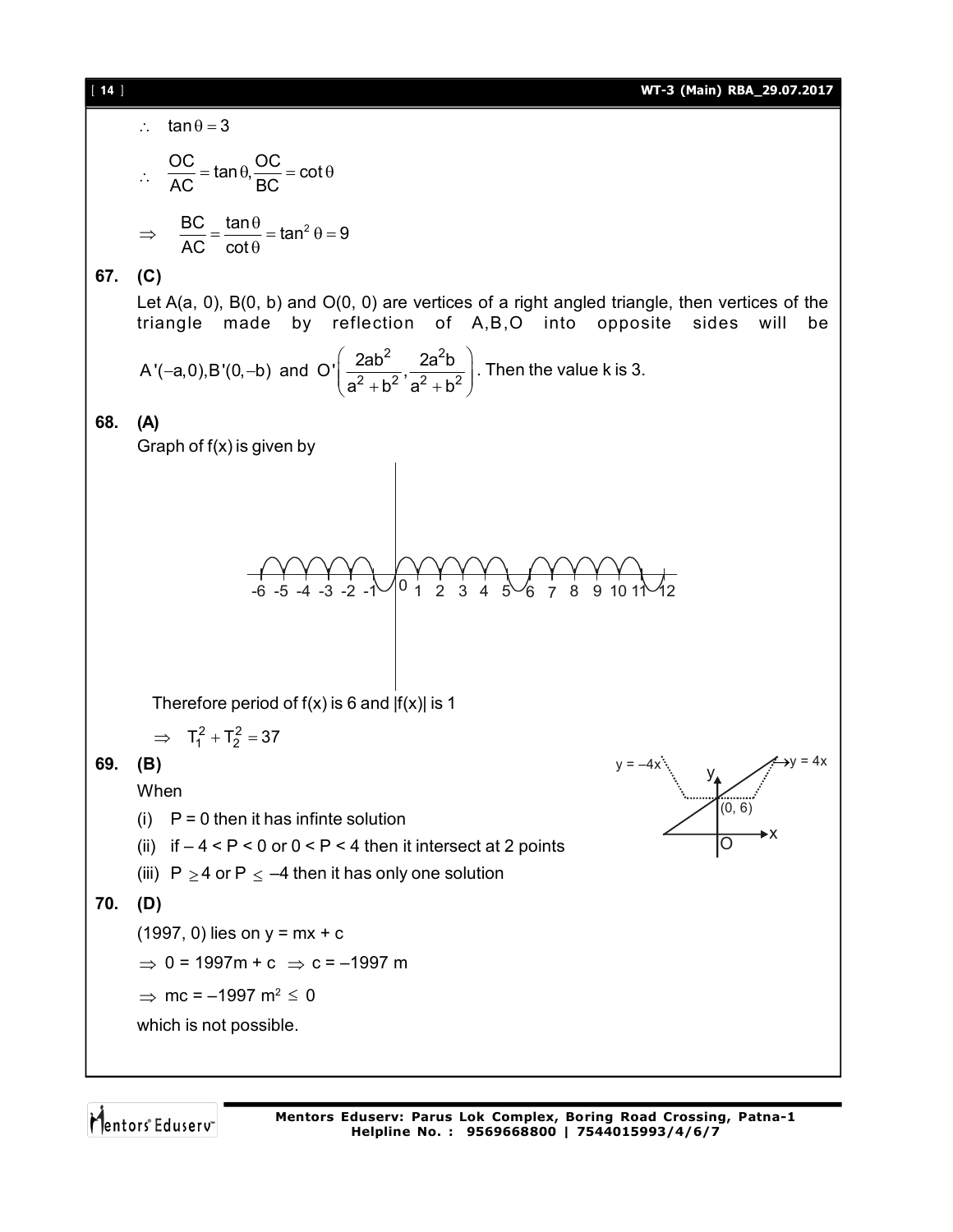$\therefore \quad \tan\theta = 3$

$\therefore \quad \dfrac{OC}{AC} = \tan\theta, \dfrac{OC}{BC} = \cot\theta$

$\Rightarrow \quad \dfrac{BC}{AC} = \dfrac{\tan\theta}{\cot\theta} = \tan^2\theta = 9$

**67. (C)**

Let A(a, 0), B(0, b) and O(0, 0) are vertices of a right angled triangle, then vertices of the triangle made by reflection of A,B,O into opposite sides will be

$A'(-a,0), B'(0,-b)$ and $O'\left(\dfrac{2ab^2}{a^2+b^2}, \dfrac{2a^2b}{a^2+b^2}\right)$. Then the value k is 3.

**68. (A)**

Graph of f(x) is given by

Therefore period of f(x) is 6 and |f(x)| is 1

$\Rightarrow \quad T_1^2 + T_2^2 = 37$

**69. (B)**

When

(i) P = 0 then it has infinte solution

(ii) if $-4 < P < 0$ or $0 < P < 4$ then it intersect at 2 points

(iii) $P \geq 4$ or $P \leq -4$ then it has only one solution

**70. (D)**

(1997, 0) lies on y = mx + c

$\Rightarrow 0 = 1997m + c \Rightarrow c = -1997\,m$

$\Rightarrow mc = -1997\,m^2 \leq 0$

which is not possible.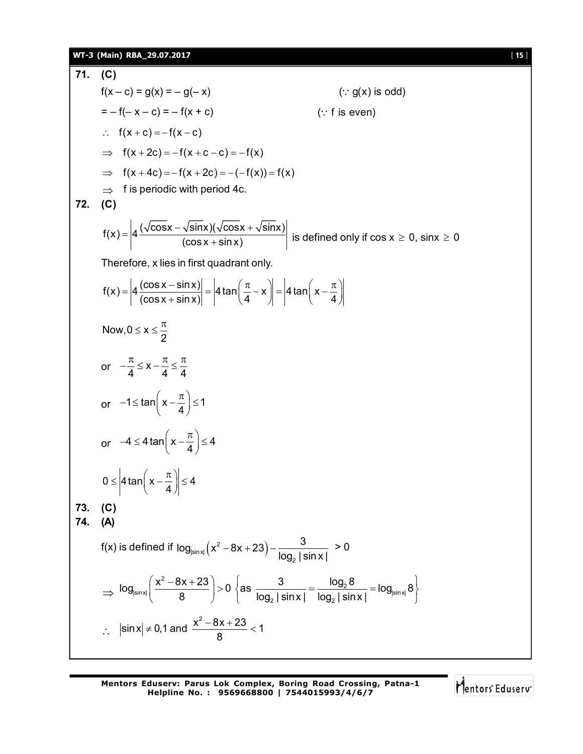**71. (C)**

$f(x - c) = g(x) = - g(- x)$ $\quad (\because g(x)$ is odd$)$

$= - f(- x - c) = - f(x + c)$ $\quad (\because f$ is even$)$

$\therefore \; f(x + c) = -f(x - c)$

$\Rightarrow \; f(x + 2c) = -f(x + c - c) = -f(x)$

$\Rightarrow \; f(x + 4c) = -f(x + 2c) = -(-f(x)) = f(x)$

$\Rightarrow$ f is periodic with period 4c.

**72. (C)**

$$f(x) = \left| 4\frac{(\sqrt{\cos x} - \sqrt{\sin x})(\sqrt{\cos x} + \sqrt{\sin x})}{(\cos x + \sin x)} \right|$$ is defined only if $\cos x \geq 0$, $\sin x \geq 0$

Therefore, x lies in first quadrant only.

$$f(x) = \left| 4\frac{(\cos x - \sin x)}{(\cos x + \sin x)} \right| = \left| 4\tan\left(\frac{\pi}{4} - x\right) \right| = \left| 4\tan\left(x - \frac{\pi}{4}\right) \right|$$

$$\text{Now}, 0 \leq x \leq \frac{\pi}{2}$$

$$\text{or} \quad -\frac{\pi}{4} \leq x - \frac{\pi}{4} \leq \frac{\pi}{4}$$

$$\text{or} \quad -1 \leq \tan\left(x - \frac{\pi}{4}\right) \leq 1$$

$$\text{or} \quad -4 \leq 4\tan\left(x - \frac{\pi}{4}\right) \leq 4$$

$$0 \leq \left| 4\tan\left(x - \frac{\pi}{4}\right) \right| \leq 4$$

**73. (C)**

**74. (A)**

f(x) is defined if $\log_{|\sin x|}\left(x^2 - 8x + 23\right) - \dfrac{3}{\log_2 |\sin x|} > 0$

$$\Rightarrow \log_{|\sin x|}\left(\frac{x^2 - 8x + 23}{8}\right) > 0 \left\{ \text{as } \frac{3}{\log_2 |\sin x|} = \frac{\log_2 8}{\log_2 |\sin x|} = \log_{|\sin x|} 8 \right\}$$

$$\therefore \; |\sin x| \neq 0, 1 \text{ and } \frac{x^2 - 8x + 23}{8} < 1$$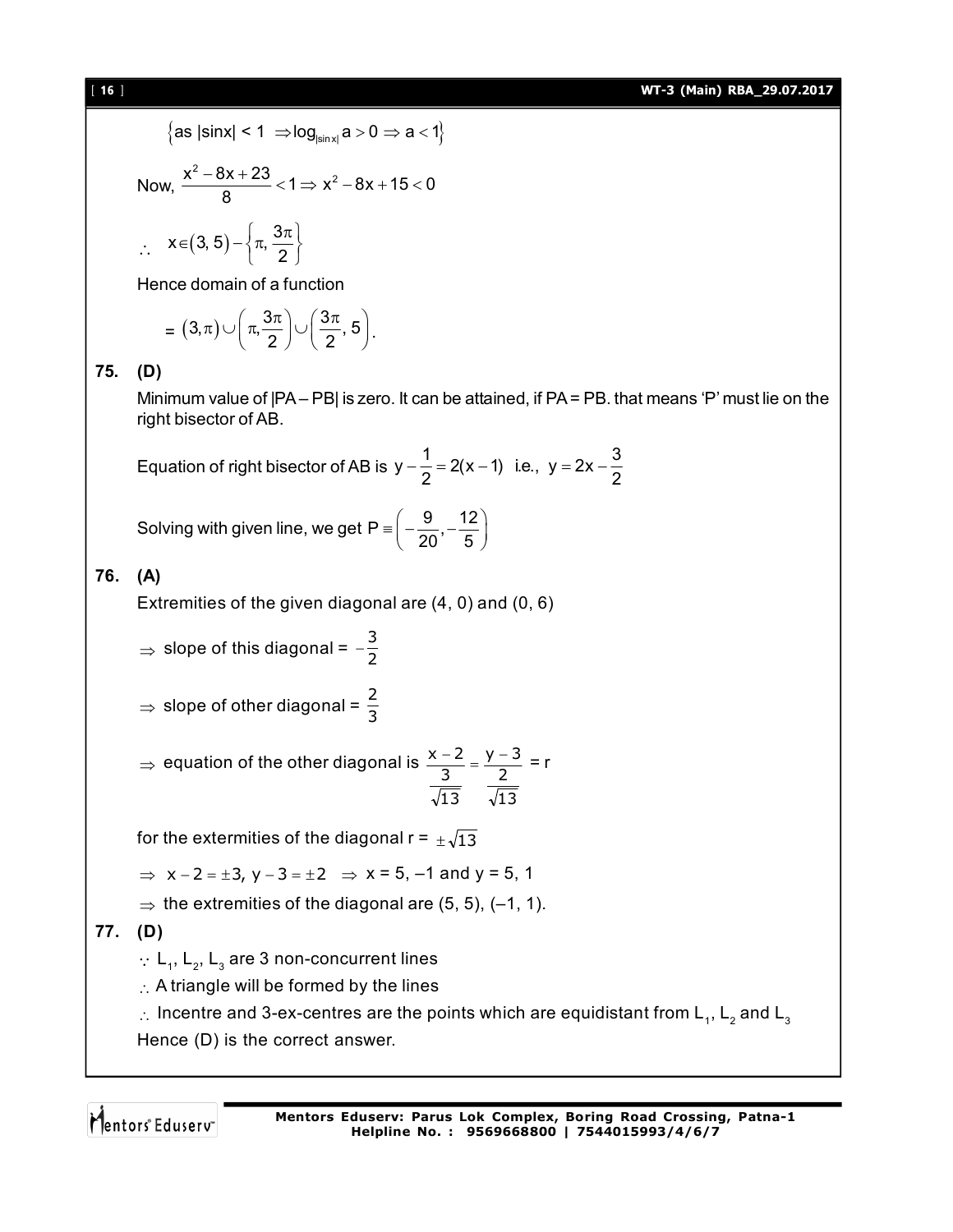$\left\{\text{as } |\sin x| < 1 \Rightarrow \log_{|\sin x|} a > 0 \Rightarrow a < 1\right\}$

Now, $\dfrac{x^2 - 8x + 23}{8} < 1 \Rightarrow x^2 - 8x + 15 < 0$

$\therefore \quad x \in (3, 5) - \left\{\pi, \dfrac{3\pi}{2}\right\}$

Hence domain of a function

$= (3, \pi) \cup \left(\pi, \dfrac{3\pi}{2}\right) \cup \left(\dfrac{3\pi}{2}, 5\right).$

**75. (D)**

Minimum value of |PA – PB| is zero. It can be attained, if PA = PB. that means 'P' must lie on the right bisector of AB.

Equation of right bisector of AB is $y - \dfrac{1}{2} = 2(x - 1)$ i.e., $y = 2x - \dfrac{3}{2}$

Solving with given line, we get $P \equiv \left(-\dfrac{9}{20}, -\dfrac{12}{5}\right)$

**76. (A)**

Extremities of the given diagonal are (4, 0) and (0, 6)

$\Rightarrow$ slope of this diagonal = $-\dfrac{3}{2}$

$\Rightarrow$ slope of other diagonal = $\dfrac{2}{3}$

$\Rightarrow$ equation of the other diagonal is $\dfrac{x - 2}{\frac{3}{\sqrt{13}}} = \dfrac{y - 3}{\frac{2}{\sqrt{13}}} = r$

for the extermities of the diagonal r = $\pm\sqrt{13}$

$\Rightarrow \; x - 2 = \pm 3, \; y - 3 = \pm 2 \;\Rightarrow\; x = 5, -1$ and $y = 5, 1$

$\Rightarrow$ the extremities of the diagonal are (5, 5), (–1, 1).

**77. (D)**

$\because$ $L_1$, $L_2$, $L_3$ are 3 non-concurrent lines

$\therefore$ A triangle will be formed by the lines

$\therefore$ Incentre and 3-ex-centres are the points which are equidistant from $L_1$, $L_2$ and $L_3$

Hence (D) is the correct answer.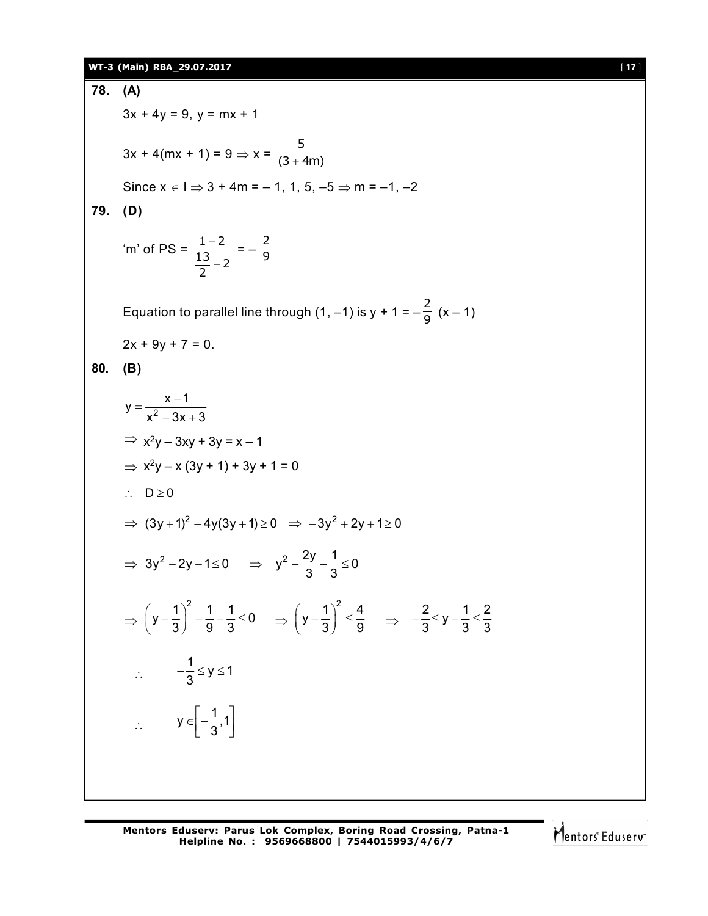**78. (A)**

$3x + 4y = 9,\ y = mx + 1$

$3x + 4(mx + 1) = 9 \Rightarrow x = \dfrac{5}{(3+4m)}$

Since $x \in I \Rightarrow 3 + 4m = -1, 1, 5, -5 \Rightarrow m = -1, -2$

**79. (D)**

'm' of PS $= \dfrac{1-2}{\dfrac{13}{2}-2} = -\dfrac{2}{9}$

Equation to parallel line through $(1, -1)$ is $y + 1 = -\dfrac{2}{9}(x - 1)$

$2x + 9y + 7 = 0.$

**80. (B)**

$$y = \frac{x-1}{x^2-3x+3}$$

$\Rightarrow x^2y - 3xy + 3y = x - 1$

$\Rightarrow x^2y - x(3y + 1) + 3y + 1 = 0$

$\therefore\ D \geq 0$

$\Rightarrow (3y+1)^2 - 4y(3y+1) \geq 0 \quad \Rightarrow -3y^2 + 2y + 1 \geq 0$

$\Rightarrow 3y^2 - 2y - 1 \leq 0 \quad \Rightarrow y^2 - \dfrac{2y}{3} - \dfrac{1}{3} \leq 0$

$\Rightarrow \left(y - \dfrac{1}{3}\right)^2 - \dfrac{1}{9} - \dfrac{1}{3} \leq 0 \quad \Rightarrow \left(y - \dfrac{1}{3}\right)^2 \leq \dfrac{4}{9} \quad \Rightarrow -\dfrac{2}{3} \leq y - \dfrac{1}{3} \leq \dfrac{2}{3}$

$\therefore \quad -\dfrac{1}{3} \leq y \leq 1$

$\therefore \quad y \in \left[-\dfrac{1}{3}, 1\right]$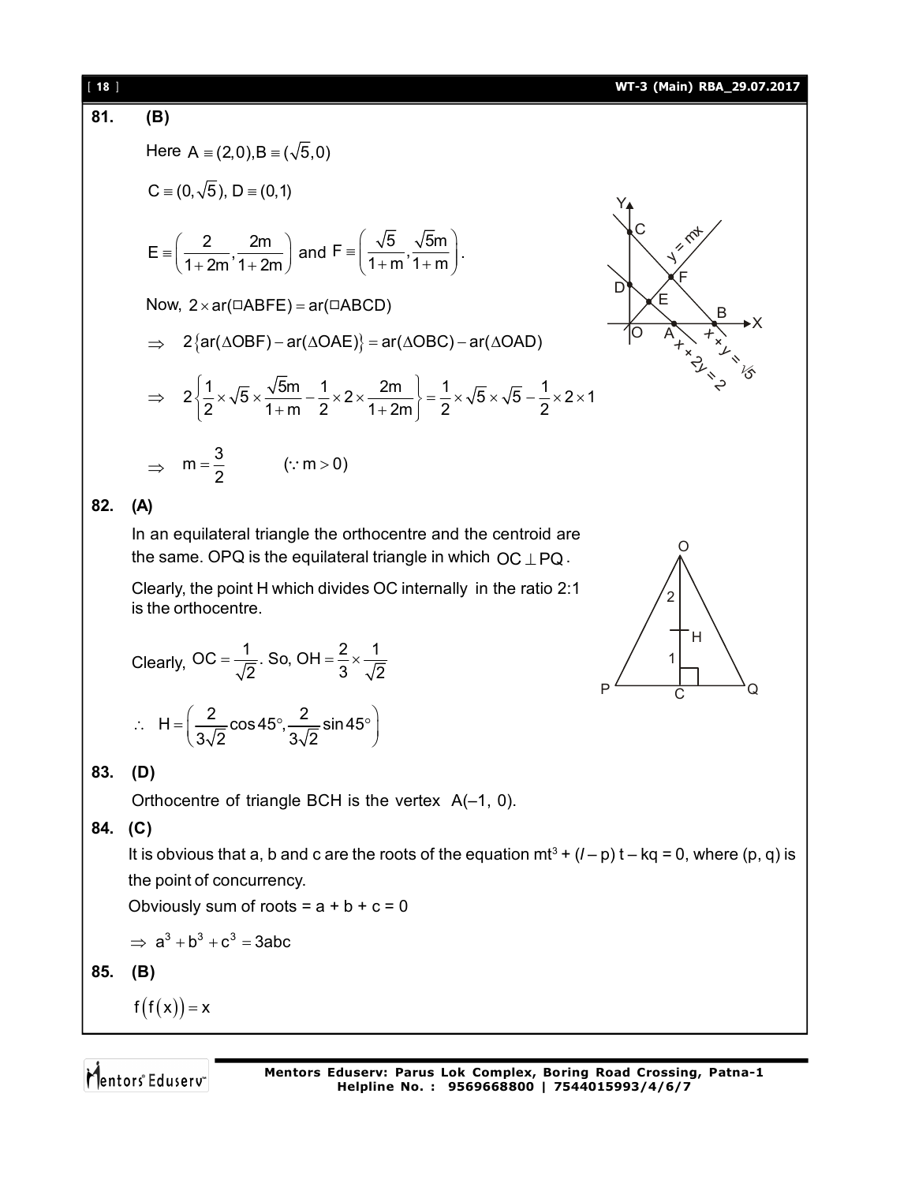**81. (B)**

Here $A \equiv (2,0), B \equiv (\sqrt{5},0)$

$C \equiv (0,\sqrt{5})$, $D \equiv (0,1)$

$E \equiv \left(\frac{2}{1+2m}, \frac{2m}{1+2m}\right)$ and $F \equiv \left(\frac{\sqrt{5}}{1+m}, \frac{\sqrt{5}m}{1+m}\right)$.

Now, $2 \times ar(\square ABFE) = ar(\square ABCD)$

$\Rightarrow \quad 2\{ar(\Delta OBF) - ar(\Delta OAE)\} = ar(\Delta OBC) - ar(\Delta OAD)$

$\Rightarrow \quad 2\left\{\frac{1}{2} \times \sqrt{5} \times \frac{\sqrt{5}m}{1+m} - \frac{1}{2} \times 2 \times \frac{2m}{1+2m}\right\} = \frac{1}{2} \times \sqrt{5} \times \sqrt{5} - \frac{1}{2} \times 2 \times 1$

$\Rightarrow \quad m = \frac{3}{2} \qquad (\because m > 0)$

**82. (A)**

In an equilateral triangle the orthocentre and the centroid are the same. OPQ is the equilateral triangle in which $OC \perp PQ$.

Clearly, the point H which divides OC internally in the ratio 2:1 is the orthocentre.

Clearly, $OC = \frac{1}{\sqrt{2}}$. So, $OH = \frac{2}{3} \times \frac{1}{\sqrt{2}}$

$\therefore \quad H = \left(\frac{2}{3\sqrt{2}}\cos 45^\circ, \frac{2}{3\sqrt{2}}\sin 45^\circ\right)$

**83. (D)**

Orthocentre of triangle BCH is the vertex A(–1, 0).

**84. (C)**

It is obvious that a, b and c are the roots of the equation $mt^3 + (l - p)t - kq = 0$, where (p, q) is the point of concurrency.

Obviously sum of roots = a + b + c = 0

$\Rightarrow a^3 + b^3 + c^3 = 3abc$

**85. (B)**

$f(f(x)) = x$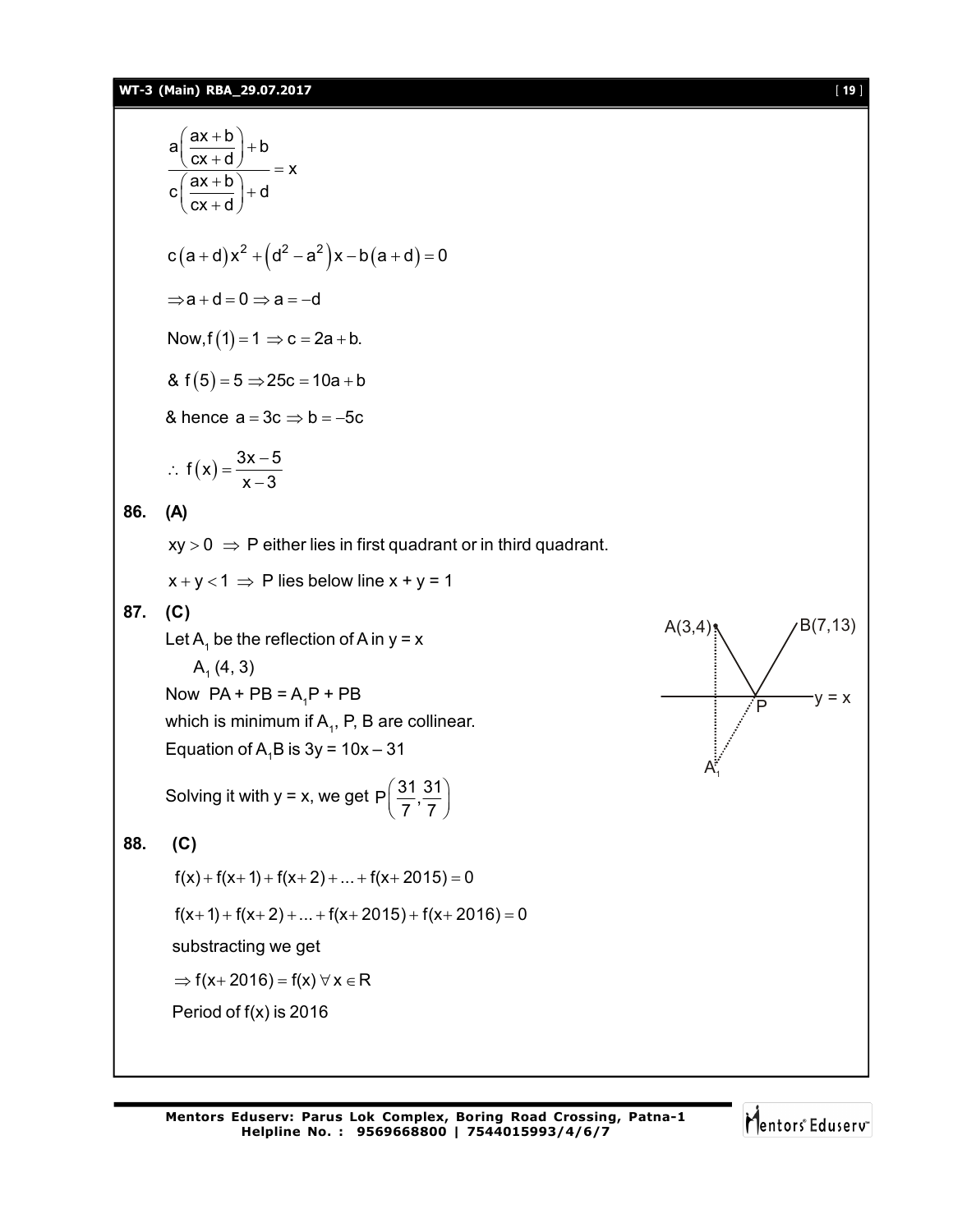$$\frac{a\left(\frac{ax+b}{cx+d}\right)+b}{c\left(\frac{ax+b}{cx+d}\right)+d} = x$$

$$c(a+d)x^2 + \left(d^2 - a^2\right)x - b(a+d) = 0$$

$$\Rightarrow a + d = 0 \Rightarrow a = -d$$

Now, $f(1) = 1 \Rightarrow c = 2a + b.$

& $f(5) = 5 \Rightarrow 25c = 10a + b$

& hence $a = 3c \Rightarrow b = -5c$

$$\therefore\ f(x) = \frac{3x-5}{x-3}$$

**86. (A)**

$xy > 0 \Rightarrow$ P either lies in first quadrant or in third quadrant.

$x + y < 1 \Rightarrow$ P lies below line x + y = 1

**87. (C)**

Let $A_1$ be the reflection of A in y = x

$A_1\,(4, 3)$

Now PA + PB = $A_1P$ + PB

which is minimum if $A_1$, P, B are collinear.

Equation of $A_1B$ is 3y = 10x – 31

Solving it with y = x, we get $P\left(\frac{31}{7}, \frac{31}{7}\right)$

**88. (C)**

$$f(x) + f(x+1) + f(x+2) + ... + f(x+2015) = 0$$

$$f(x+1) + f(x+2) + ... + f(x+2015) + f(x+2016) = 0$$

substracting we get

$$\Rightarrow f(x+2016) = f(x)\ \forall\, x \in R$$

Period of f(x) is 2016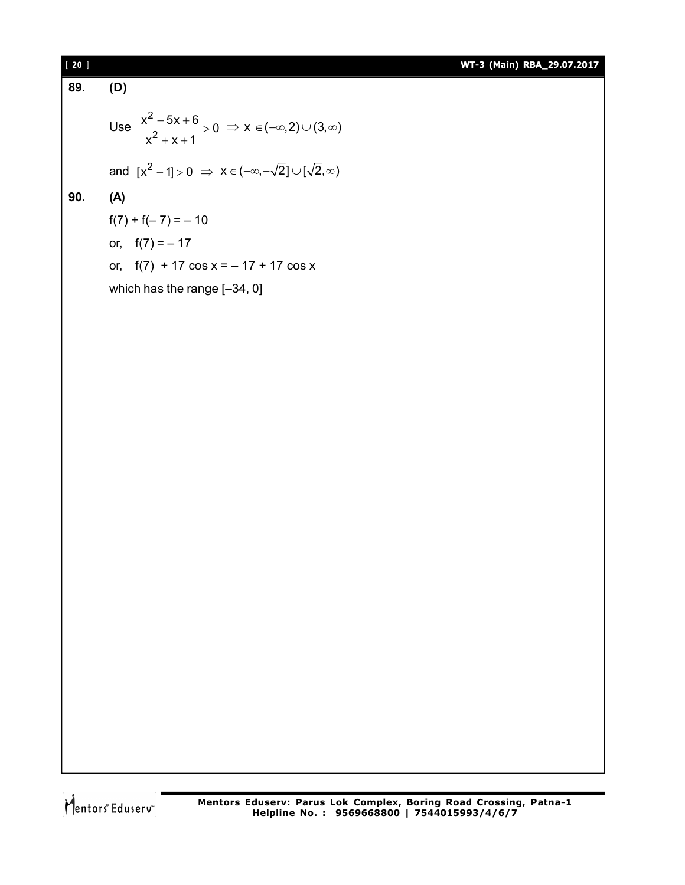**89. (D)**

Use $\dfrac{x^2 - 5x + 6}{x^2 + x + 1} > 0 \Rightarrow x \in (-\infty, 2) \cup (3, \infty)$

and $[x^2 - 1] > 0 \Rightarrow x \in (-\infty, -\sqrt{2}] \cup [\sqrt{2}, \infty)$

**90. (A)**

f(7) + f(– 7) = – 10

or, f(7) = – 17

or, f(7) + 17 cos x = – 17 + 17 cos x

which has the range [–34, 0]